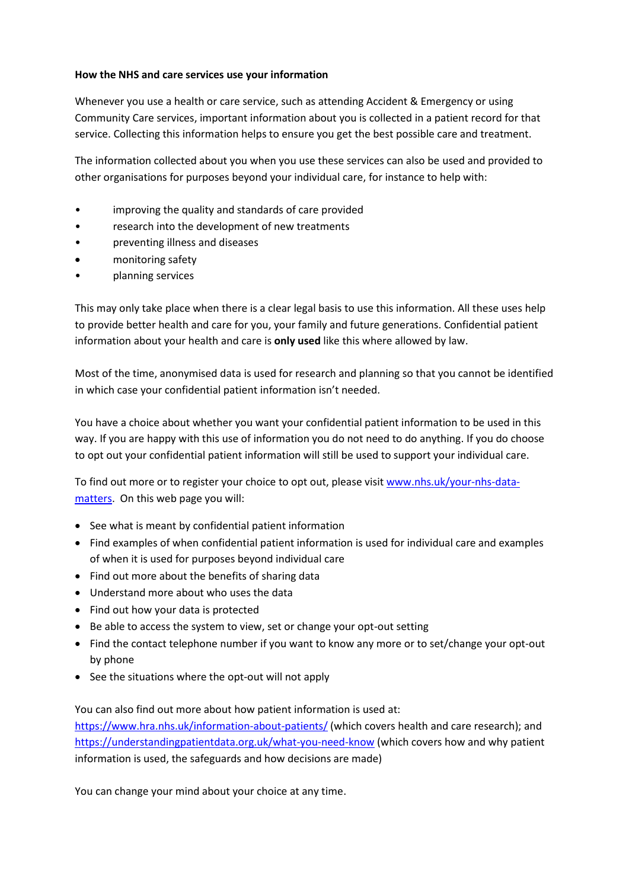**How the NHS and care services use your information**

Whenever you use a health or care service, such as attending Accident & Emergency or using Community Care services, important information about you is collected in a patient record for that service. Collecting this information helps to ensure you get the best possible care and treatment.

The information collected about you when you use these services can also be used and provided to other organisations for purposes beyond your individual care, for instance to help with:

- improving the quality and standards of care provided
- research into the development of new treatments
- preventing illness and diseases
- monitoring safety
- planning services

This may only take place when there is a clear legal basis to use this information. All these uses help to provide better health and care for you, your family and future generations. Confidential patient information about your health and care is **only used** like this where allowed by law.

Most of the time, anonymised data is used for research and planning so that you cannot be identified in which case your confidential patient information isn't needed.

You have a choice about whether you want your confidential patient information to be used in this way. If you are happy with this use of information you do not need to do anything. If you do choose to opt out your confidential patient information will still be used to support your individual care.

To find out more or to register your choice to opt out, please visit [www.nhs.uk/your-nhs-data-matters](http://www.nhs.uk/your-nhs-data-matters). On this web page you will:

- See what is meant by confidential patient information
- Find examples of when confidential patient information is used for individual care and examples of when it is used for purposes beyond individual care
- Find out more about the benefits of sharing data
- Understand more about who uses the data
- Find out how your data is protected
- Be able to access the system to view, set or change your opt-out setting
- Find the contact telephone number if you want to know any more or to set/change your opt-out by phone
- See the situations where the opt-out will not apply

You can also find out more about how patient information is used at:
[https://www.hra.nhs.uk/information-about-patients/](https://www.hra.nhs.uk/information-about-patients/) (which covers health and care research); and [https://understandingpatientdata.org.uk/what-you-need-know](https://understandingpatientdata.org.uk/what-you-need-know) (which covers how and why patient information is used, the safeguards and how decisions are made)

You can change your mind about your choice at any time.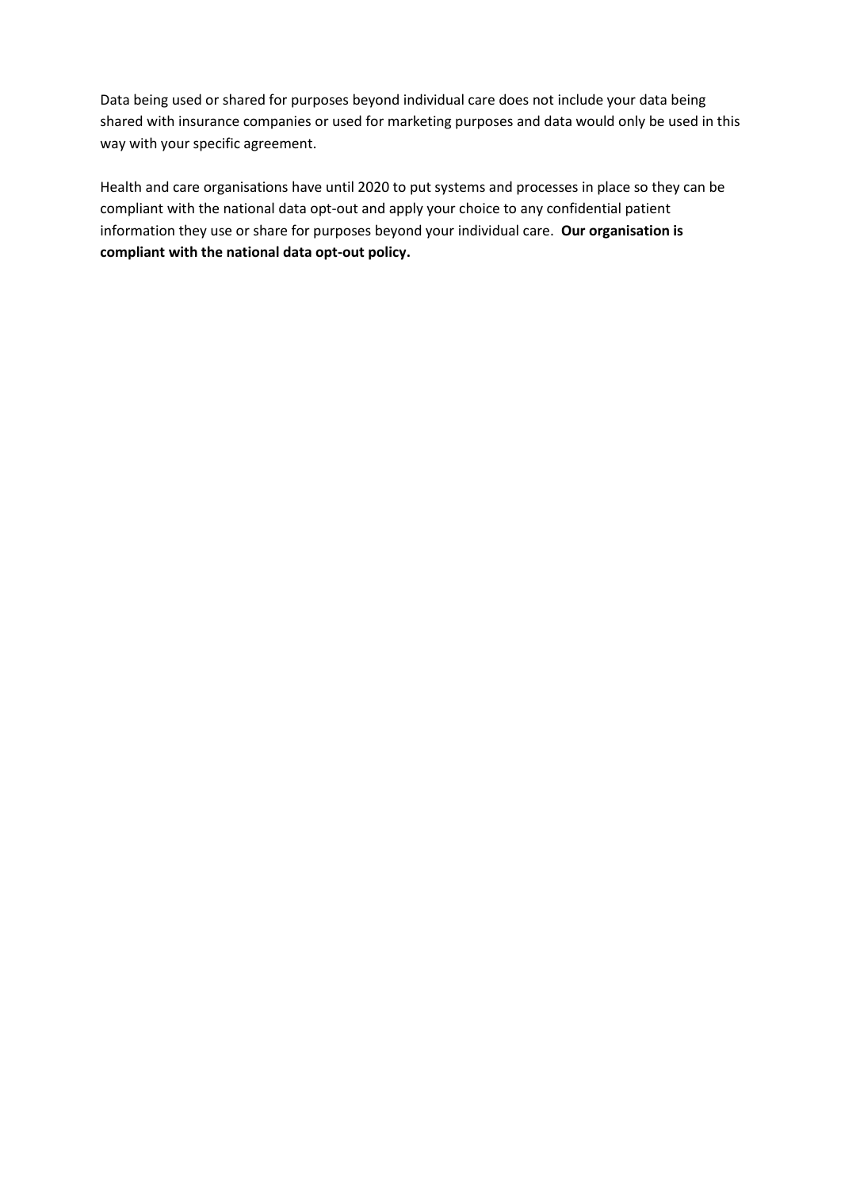Data being used or shared for purposes beyond individual care does not include your data being shared with insurance companies or used for marketing purposes and data would only be used in this way with your specific agreement.

Health and care organisations have until 2020 to put systems and processes in place so they can be compliant with the national data opt-out and apply your choice to any confidential patient information they use or share for purposes beyond your individual care. **Our organisation is compliant with the national data opt-out policy.**